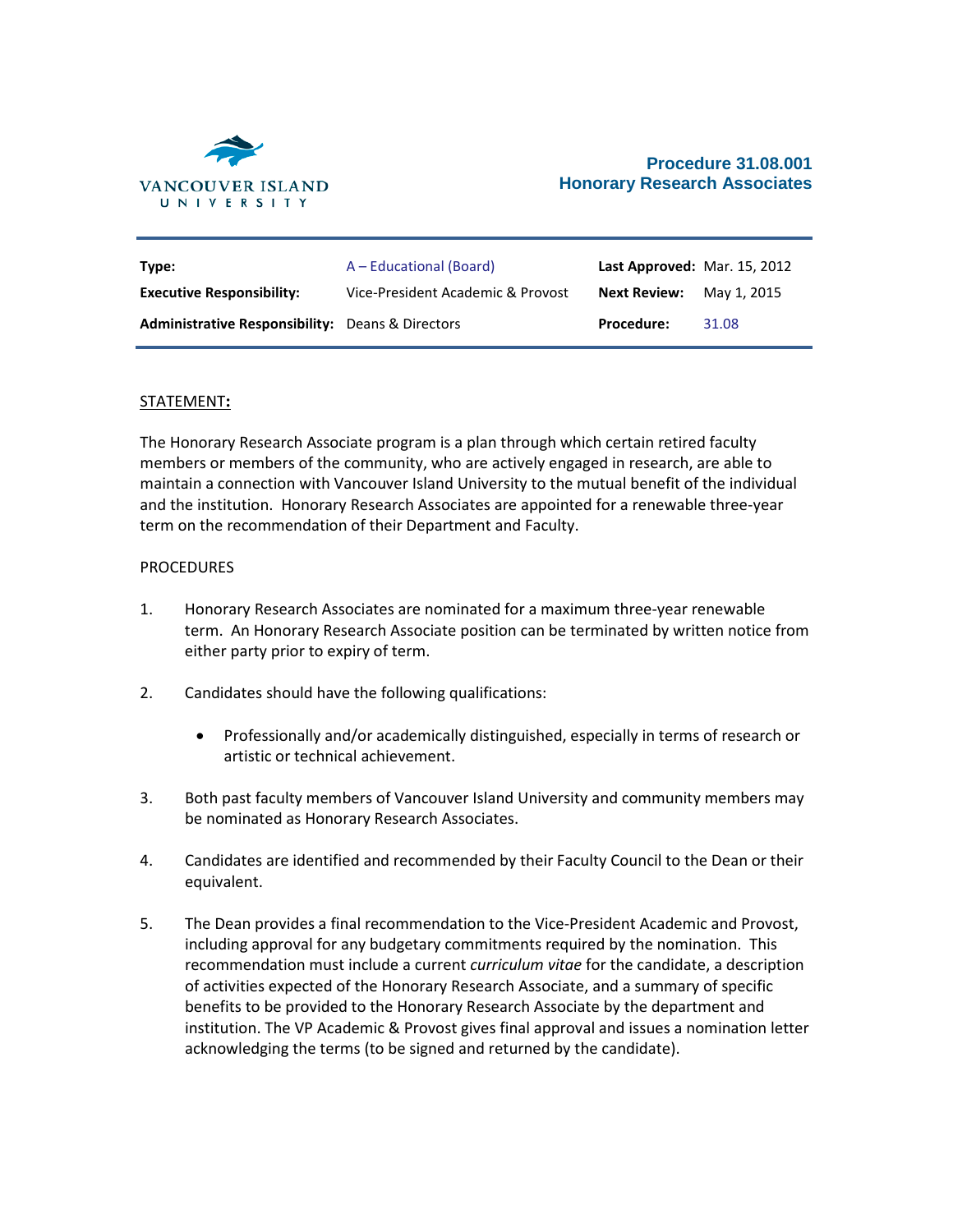VANCOUVER ISLAND UNIVERSITY

# Procedure 31.08.001
# Honorary Research Associates

| | | | |
|---|---|---|---|
| **Type:** | A – Educational (Board) | **Last Approved:** | Mar. 15, 2012 |
| **Executive Responsibility:** | Vice-President Academic & Provost | **Next Review:** | May 1, 2015 |
| **Administrative Responsibility:** | Deans & Directors | **Procedure:** | 31.08 |

## STATEMENT:

The Honorary Research Associate program is a plan through which certain retired faculty members or members of the community, who are actively engaged in research, are able to maintain a connection with Vancouver Island University to the mutual benefit of the individual and the institution. Honorary Research Associates are appointed for a renewable three-year term on the recommendation of their Department and Faculty.

## PROCEDURES

1. Honorary Research Associates are nominated for a maximum three-year renewable term. An Honorary Research Associate position can be terminated by written notice from either party prior to expiry of term.

2. Candidates should have the following qualifications:

   - Professionally and/or academically distinguished, especially in terms of research or artistic or technical achievement.

3. Both past faculty members of Vancouver Island University and community members may be nominated as Honorary Research Associates.

4. Candidates are identified and recommended by their Faculty Council to the Dean or their equivalent.

5. The Dean provides a final recommendation to the Vice-President Academic and Provost, including approval for any budgetary commitments required by the nomination. This recommendation must include a current *curriculum vitae* for the candidate, a description of activities expected of the Honorary Research Associate, and a summary of specific benefits to be provided to the Honorary Research Associate by the department and institution. The VP Academic & Provost gives final approval and issues a nomination letter acknowledging the terms (to be signed and returned by the candidate).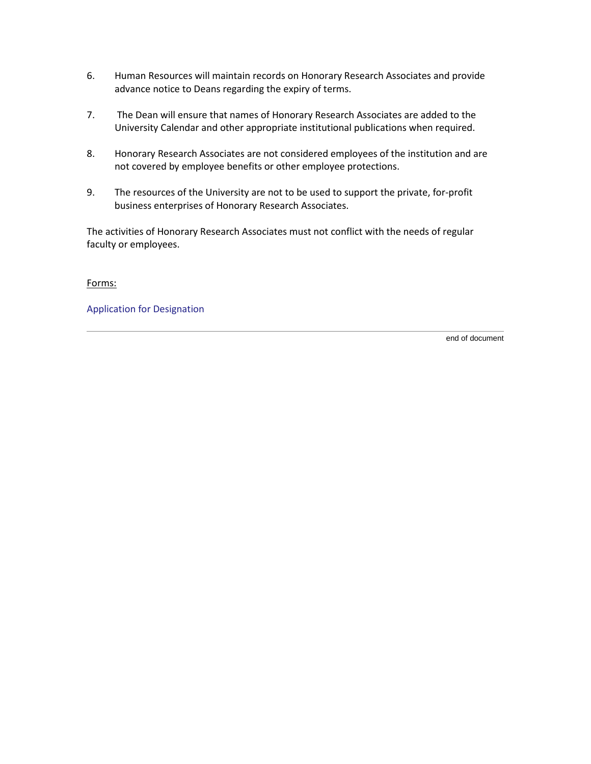6. Human Resources will maintain records on Honorary Research Associates and provide advance notice to Deans regarding the expiry of terms.

7. The Dean will ensure that names of Honorary Research Associates are added to the University Calendar and other appropriate institutional publications when required.

8. Honorary Research Associates are not considered employees of the institution and are not covered by employee benefits or other employee protections.

9. The resources of the University are not to be used to support the private, for-profit business enterprises of Honorary Research Associates.

The activities of Honorary Research Associates must not conflict with the needs of regular faculty or employees.

<u>Forms:</u>

Application for Designation

---

end of document